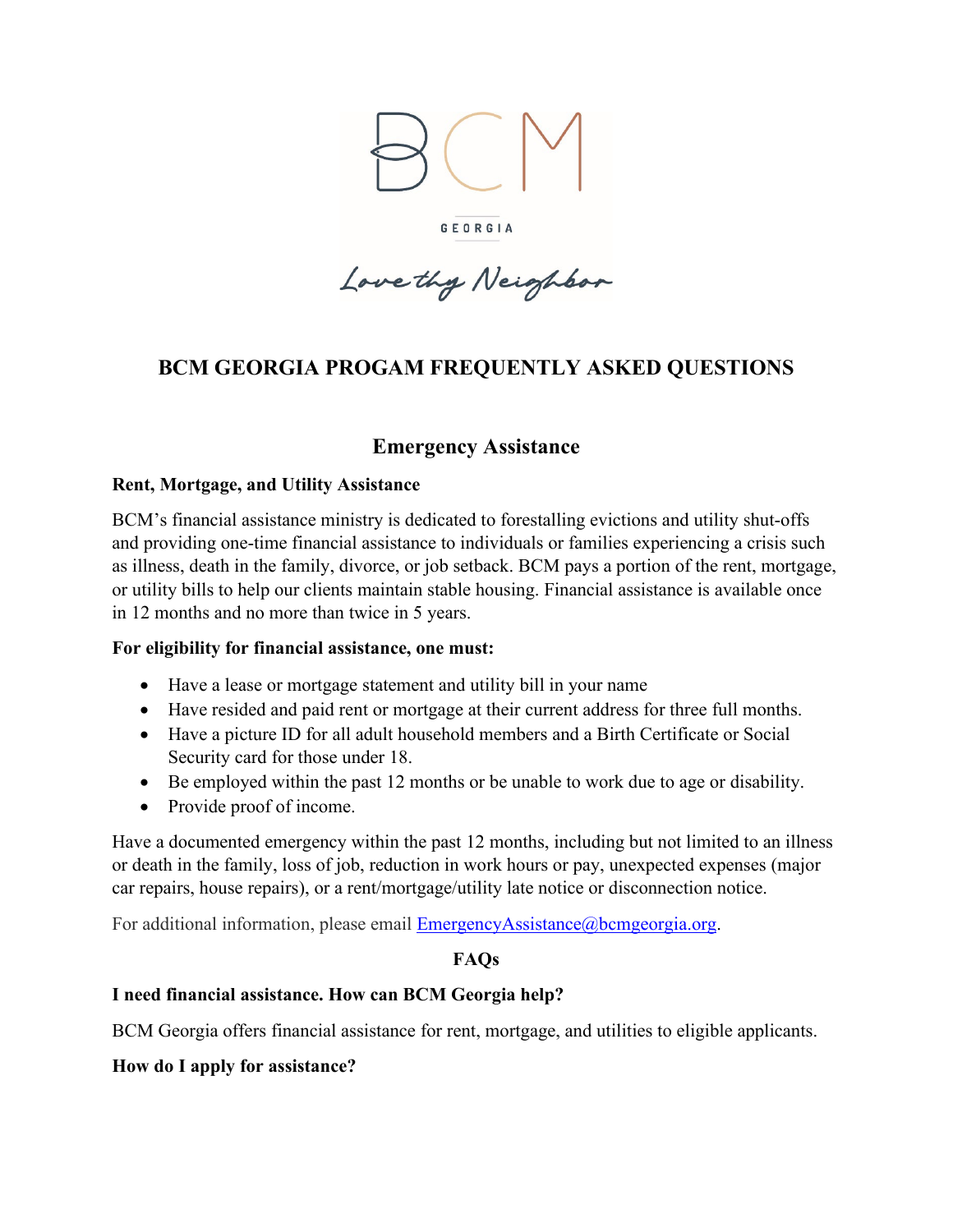BCM

GEORGIA

Love thy Neighbor

# BCM GEORGIA PROGAM FREQUENTLY ASKED QUESTIONS

## Emergency Assistance

### Rent, Mortgage, and Utility Assistance

BCM's financial assistance ministry is dedicated to forestalling evictions and utility shut-offs and providing one-time financial assistance to individuals or families experiencing a crisis such as illness, death in the family, divorce, or job setback. BCM pays a portion of the rent, mortgage, or utility bills to help our clients maintain stable housing. Financial assistance is available once in 12 months and no more than twice in 5 years.

**For eligibility for financial assistance, one must:**

- Have a lease or mortgage statement and utility bill in your name
- Have resided and paid rent or mortgage at their current address for three full months.
- Have a picture ID for all adult household members and a Birth Certificate or Social Security card for those under 18.
- Be employed within the past 12 months or be unable to work due to age or disability.
- Provide proof of income.

Have a documented emergency within the past 12 months, including but not limited to an illness or death in the family, loss of job, reduction in work hours or pay, unexpected expenses (major car repairs, house repairs), or a rent/mortgage/utility late notice or disconnection notice.

For additional information, please email EmergencyAssistance@bcmgeorgia.org.

**FAQs**

**I need financial assistance. How can BCM Georgia help?**

BCM Georgia offers financial assistance for rent, mortgage, and utilities to eligible applicants.

**How do I apply for assistance?**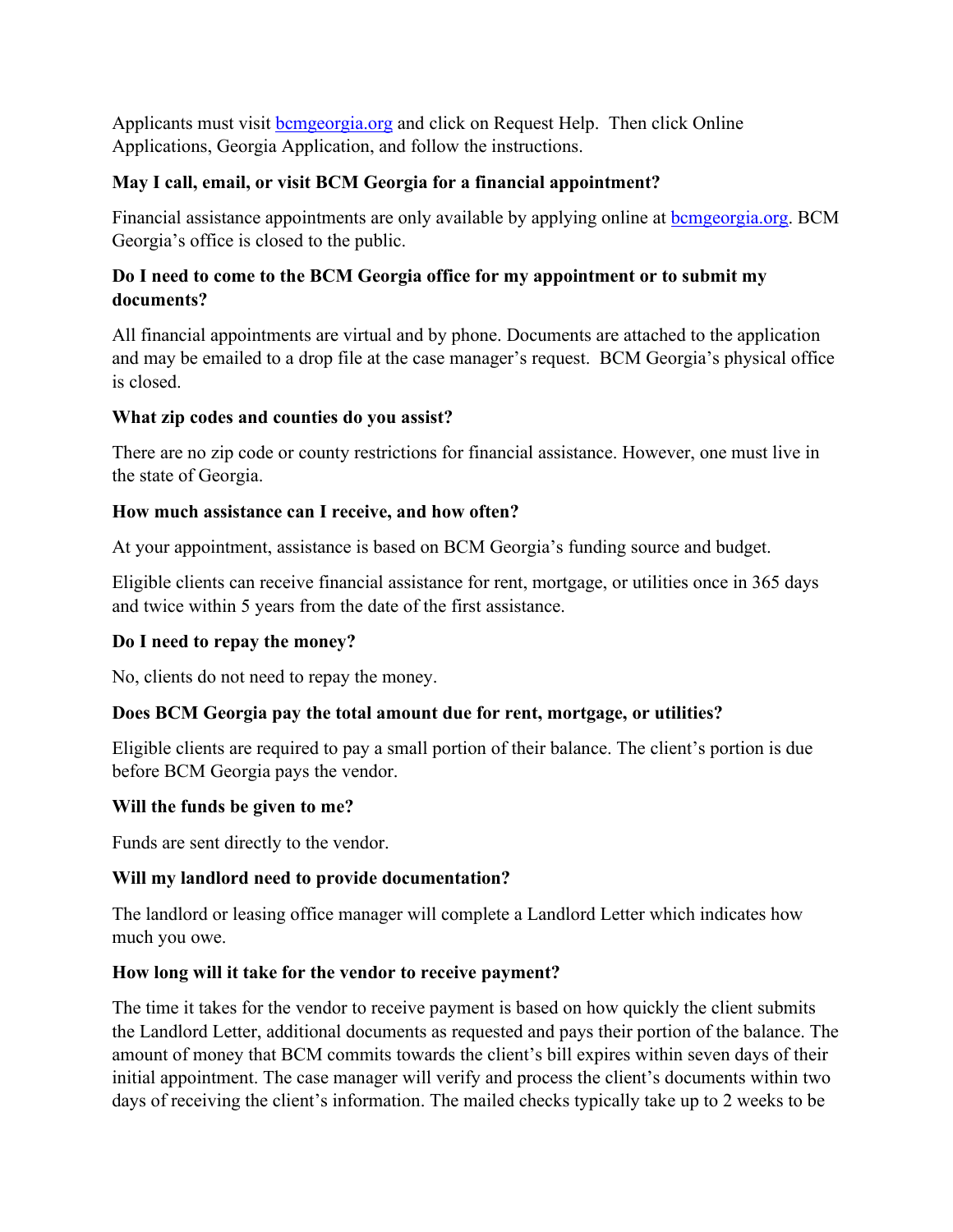Applicants must visit [bcmgeorgia.org](bcmgeorgia.org) and click on Request Help. Then click Online Applications, Georgia Application, and follow the instructions.

**May I call, email, or visit BCM Georgia for a financial appointment?**

Financial assistance appointments are only available by applying online at [bcmgeorgia.org](bcmgeorgia.org). BCM Georgia's office is closed to the public.

**Do I need to come to the BCM Georgia office for my appointment or to submit my documents?**

All financial appointments are virtual and by phone. Documents are attached to the application and may be emailed to a drop file at the case manager's request. BCM Georgia's physical office is closed.

**What zip codes and counties do you assist?**

There are no zip code or county restrictions for financial assistance. However, one must live in the state of Georgia.

**How much assistance can I receive, and how often?**

At your appointment, assistance is based on BCM Georgia's funding source and budget.

Eligible clients can receive financial assistance for rent, mortgage, or utilities once in 365 days and twice within 5 years from the date of the first assistance.

**Do I need to repay the money?**

No, clients do not need to repay the money.

**Does BCM Georgia pay the total amount due for rent, mortgage, or utilities?**

Eligible clients are required to pay a small portion of their balance. The client's portion is due before BCM Georgia pays the vendor.

**Will the funds be given to me?**

Funds are sent directly to the vendor.

**Will my landlord need to provide documentation?**

The landlord or leasing office manager will complete a Landlord Letter which indicates how much you owe.

**How long will it take for the vendor to receive payment?**

The time it takes for the vendor to receive payment is based on how quickly the client submits the Landlord Letter, additional documents as requested and pays their portion of the balance. The amount of money that BCM commits towards the client's bill expires within seven days of their initial appointment. The case manager will verify and process the client's documents within two days of receiving the client's information. The mailed checks typically take up to 2 weeks to be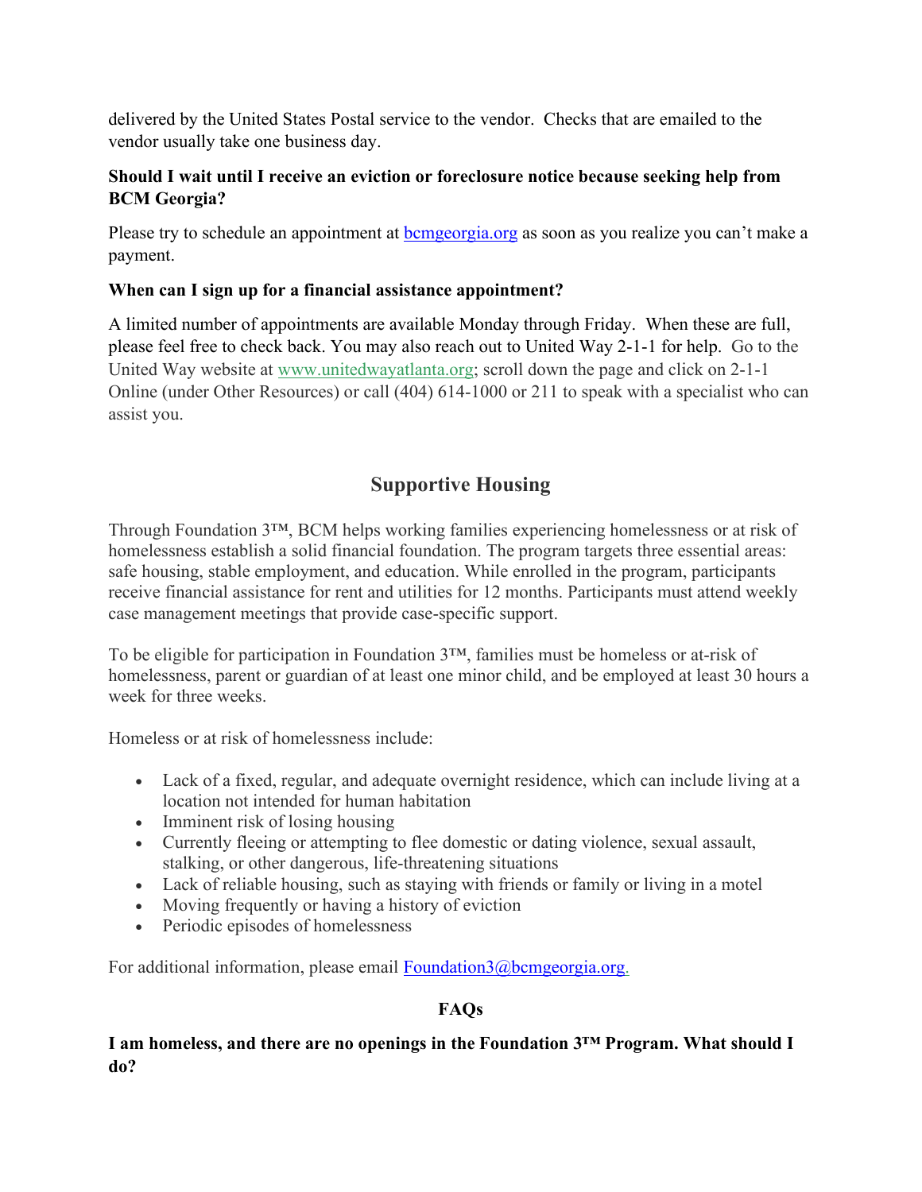delivered by the United States Postal service to the vendor. Checks that are emailed to the vendor usually take one business day.

**Should I wait until I receive an eviction or foreclosure notice because seeking help from BCM Georgia?**

Please try to schedule an appointment at [bcmgeorgia.org](bcmgeorgia.org) as soon as you realize you can't make a payment.

**When can I sign up for a financial assistance appointment?**

A limited number of appointments are available Monday through Friday. When these are full, please feel free to check back. You may also reach out to United Way 2-1-1 for help. Go to the United Way website at [www.unitedwayatlanta.org](www.unitedwayatlanta.org); scroll down the page and click on 2-1-1 Online (under Other Resources) or call (404) 614-1000 or 211 to speak with a specialist who can assist you.

## Supportive Housing

Through Foundation 3™, BCM helps working families experiencing homelessness or at risk of homelessness establish a solid financial foundation. The program targets three essential areas: safe housing, stable employment, and education. While enrolled in the program, participants receive financial assistance for rent and utilities for 12 months. Participants must attend weekly case management meetings that provide case-specific support.

To be eligible for participation in Foundation 3™, families must be homeless or at-risk of homelessness, parent or guardian of at least one minor child, and be employed at least 30 hours a week for three weeks.

Homeless or at risk of homelessness include:

- Lack of a fixed, regular, and adequate overnight residence, which can include living at a location not intended for human habitation
- Imminent risk of losing housing
- Currently fleeing or attempting to flee domestic or dating violence, sexual assault, stalking, or other dangerous, life-threatening situations
- Lack of reliable housing, such as staying with friends or family or living in a motel
- Moving frequently or having a history of eviction
- Periodic episodes of homelessness

For additional information, please email [Foundation3@bcmgeorgia.org](mailto:Foundation3@bcmgeorgia.org).

### FAQs

**I am homeless, and there are no openings in the Foundation 3™ Program. What should I do?**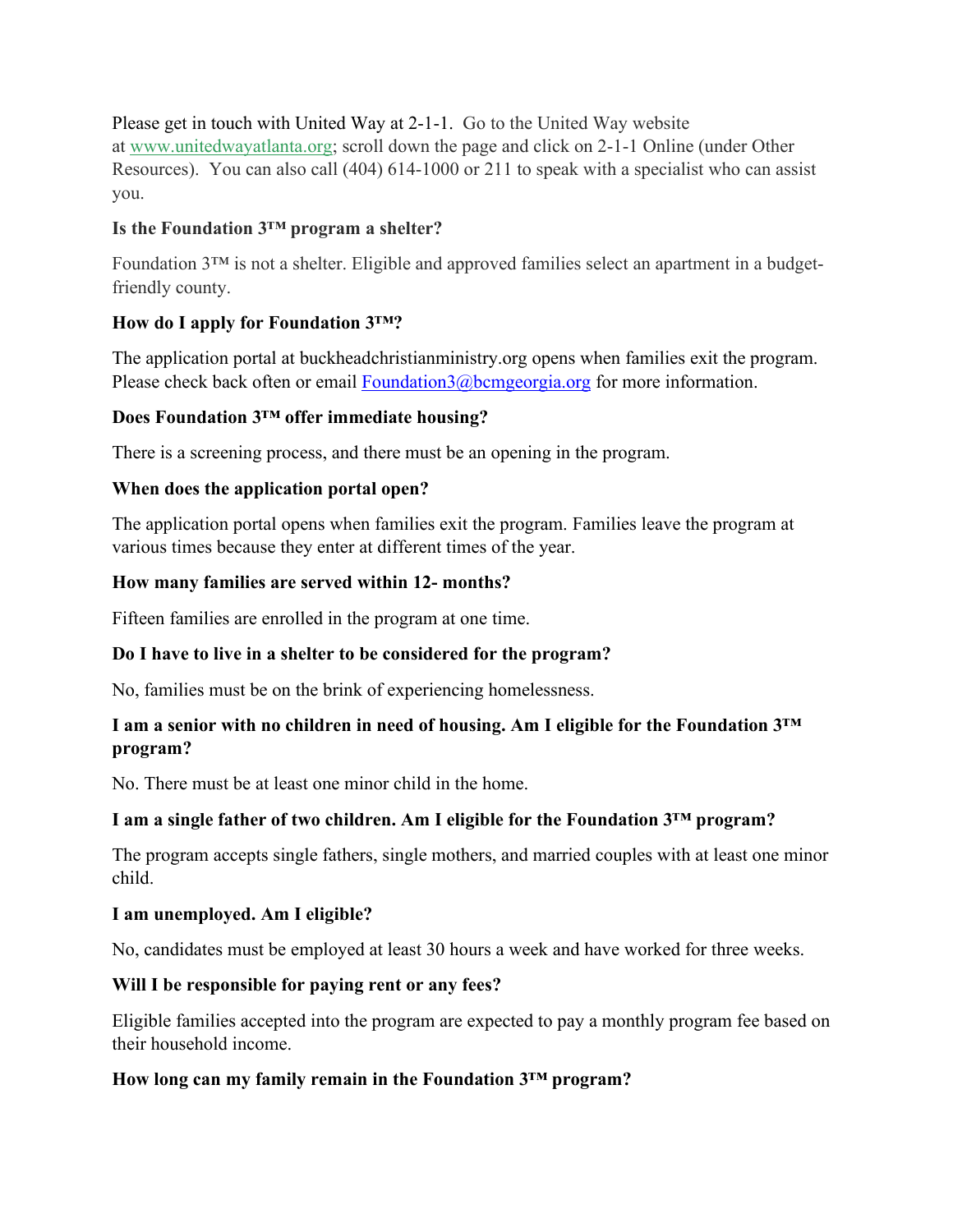Please get in touch with United Way at 2-1-1. Go to the United Way website at www.unitedwayatlanta.org; scroll down the page and click on 2-1-1 Online (under Other Resources). You can also call (404) 614-1000 or 211 to speak with a specialist who can assist you.

**Is the Foundation 3™ program a shelter?**

Foundation 3™ is not a shelter. Eligible and approved families select an apartment in a budget-friendly county.

**How do I apply for Foundation 3™?**

The application portal at buckheadchristianministry.org opens when families exit the program. Please check back often or email Foundation3@bcmgeorgia.org for more information.

**Does Foundation 3™ offer immediate housing?**

There is a screening process, and there must be an opening in the program.

**When does the application portal open?**

The application portal opens when families exit the program. Families leave the program at various times because they enter at different times of the year.

**How many families are served within 12- months?**

Fifteen families are enrolled in the program at one time.

**Do I have to live in a shelter to be considered for the program?**

No, families must be on the brink of experiencing homelessness.

**I am a senior with no children in need of housing. Am I eligible for the Foundation 3™ program?**

No. There must be at least one minor child in the home.

**I am a single father of two children. Am I eligible for the Foundation 3™ program?**

The program accepts single fathers, single mothers, and married couples with at least one minor child.

**I am unemployed. Am I eligible?**

No, candidates must be employed at least 30 hours a week and have worked for three weeks.

**Will I be responsible for paying rent or any fees?**

Eligible families accepted into the program are expected to pay a monthly program fee based on their household income.

**How long can my family remain in the Foundation 3™ program?**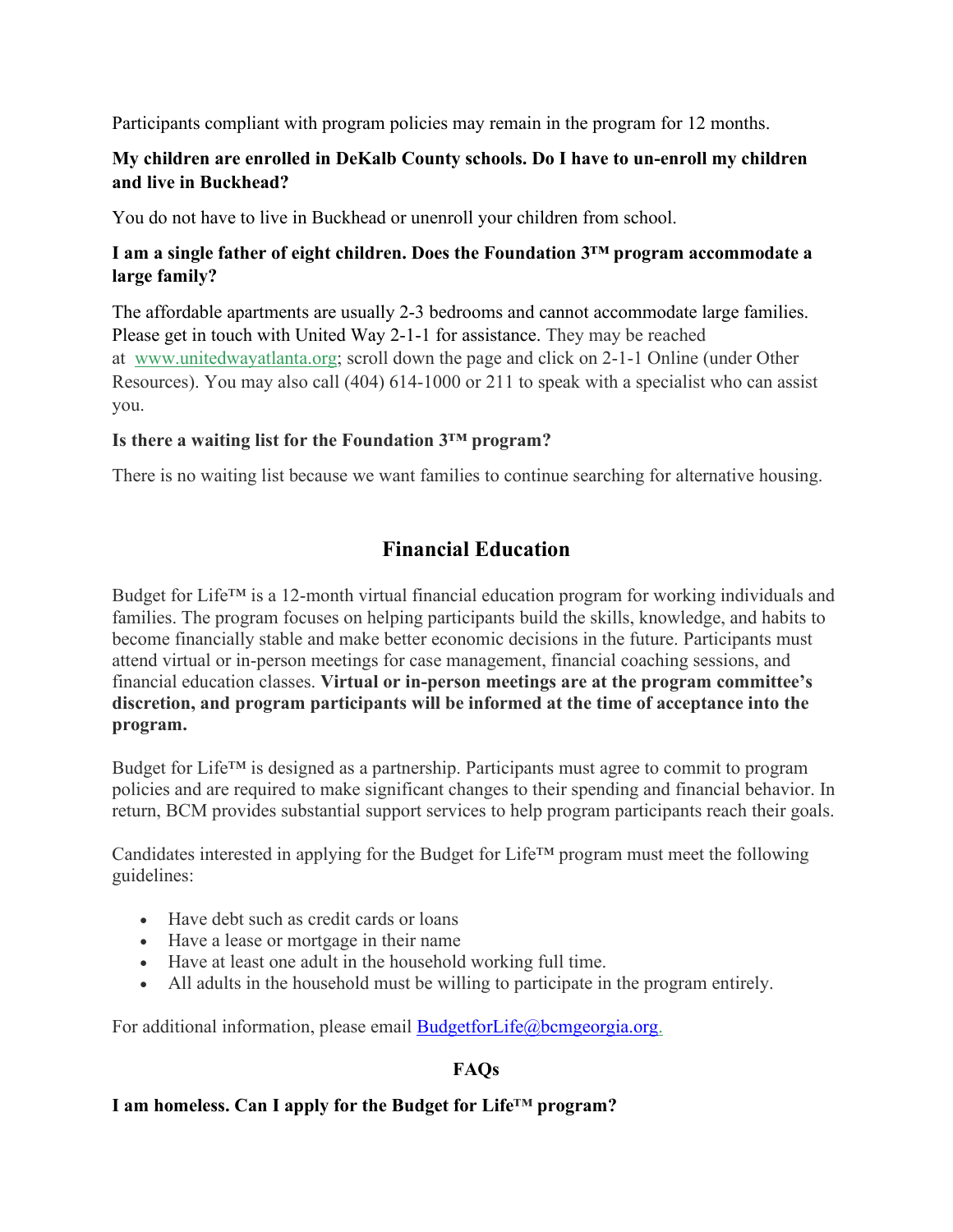Participants compliant with program policies may remain in the program for 12 months.

**My children are enrolled in DeKalb County schools. Do I have to un-enroll my children and live in Buckhead?**

You do not have to live in Buckhead or unenroll your children from school.

**I am a single father of eight children. Does the Foundation 3™ program accommodate a large family?**

The affordable apartments are usually 2-3 bedrooms and cannot accommodate large families. Please get in touch with United Way 2-1-1 for assistance. They may be reached at www.unitedwayatlanta.org; scroll down the page and click on 2-1-1 Online (under Other Resources). You may also call (404) 614-1000 or 211 to speak with a specialist who can assist you.

**Is there a waiting list for the Foundation 3™ program?**

There is no waiting list because we want families to continue searching for alternative housing.

## Financial Education

Budget for Life™ is a 12-month virtual financial education program for working individuals and families. The program focuses on helping participants build the skills, knowledge, and habits to become financially stable and make better economic decisions in the future. Participants must attend virtual or in-person meetings for case management, financial coaching sessions, and financial education classes. **Virtual or in-person meetings are at the program committee's discretion, and program participants will be informed at the time of acceptance into the program.**

Budget for Life™ is designed as a partnership. Participants must agree to commit to program policies and are required to make significant changes to their spending and financial behavior. In return, BCM provides substantial support services to help program participants reach their goals.

Candidates interested in applying for the Budget for Life™ program must meet the following guidelines:

- Have debt such as credit cards or loans
- Have a lease or mortgage in their name
- Have at least one adult in the household working full time.
- All adults in the household must be willing to participate in the program entirely.

For additional information, please email BudgetforLife@bcmgeorgia.org.

**FAQs**

**I am homeless. Can I apply for the Budget for Life™ program?**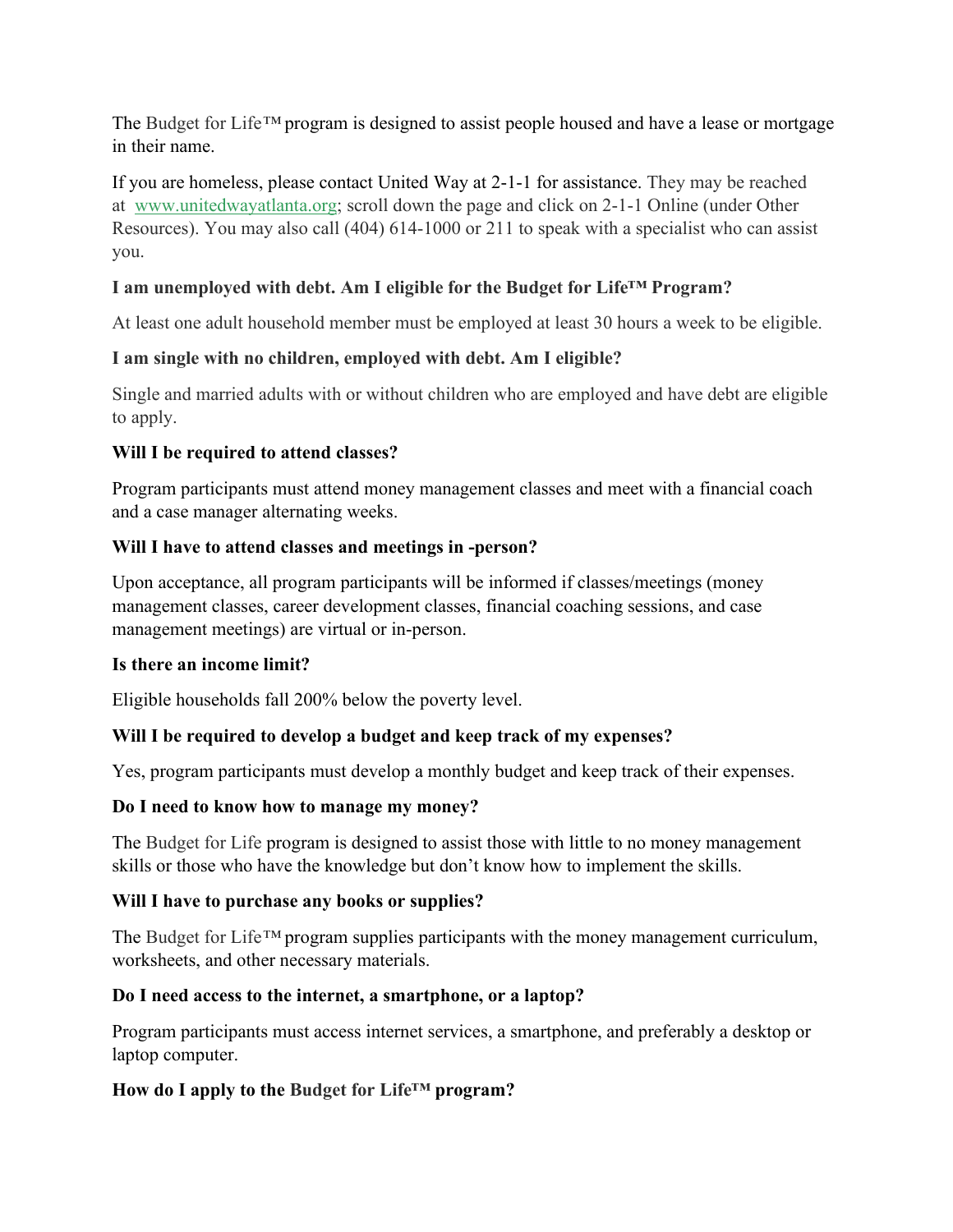The Budget for Life™ program is designed to assist people housed and have a lease or mortgage in their name.

If you are homeless, please contact United Way at 2-1-1 for assistance. They may be reached at [www.unitedwayatlanta.org](http://www.unitedwayatlanta.org); scroll down the page and click on 2-1-1 Online (under Other Resources). You may also call (404) 614-1000 or 211 to speak with a specialist who can assist you.

**I am unemployed with debt. Am I eligible for the Budget for Life™ Program?**

At least one adult household member must be employed at least 30 hours a week to be eligible.

**I am single with no children, employed with debt. Am I eligible?**

Single and married adults with or without children who are employed and have debt are eligible to apply.

**Will I be required to attend classes?**

Program participants must attend money management classes and meet with a financial coach and a case manager alternating weeks.

**Will I have to attend classes and meetings in -person?**

Upon acceptance, all program participants will be informed if classes/meetings (money management classes, career development classes, financial coaching sessions, and case management meetings) are virtual or in-person.

**Is there an income limit?**

Eligible households fall 200% below the poverty level.

**Will I be required to develop a budget and keep track of my expenses?**

Yes, program participants must develop a monthly budget and keep track of their expenses.

**Do I need to know how to manage my money?**

The Budget for Life program is designed to assist those with little to no money management skills or those who have the knowledge but don't know how to implement the skills.

**Will I have to purchase any books or supplies?**

The Budget for Life™ program supplies participants with the money management curriculum, worksheets, and other necessary materials.

**Do I need access to the internet, a smartphone, or a laptop?**

Program participants must access internet services, a smartphone, and preferably a desktop or laptop computer.

**How do I apply to the Budget for Life™ program?**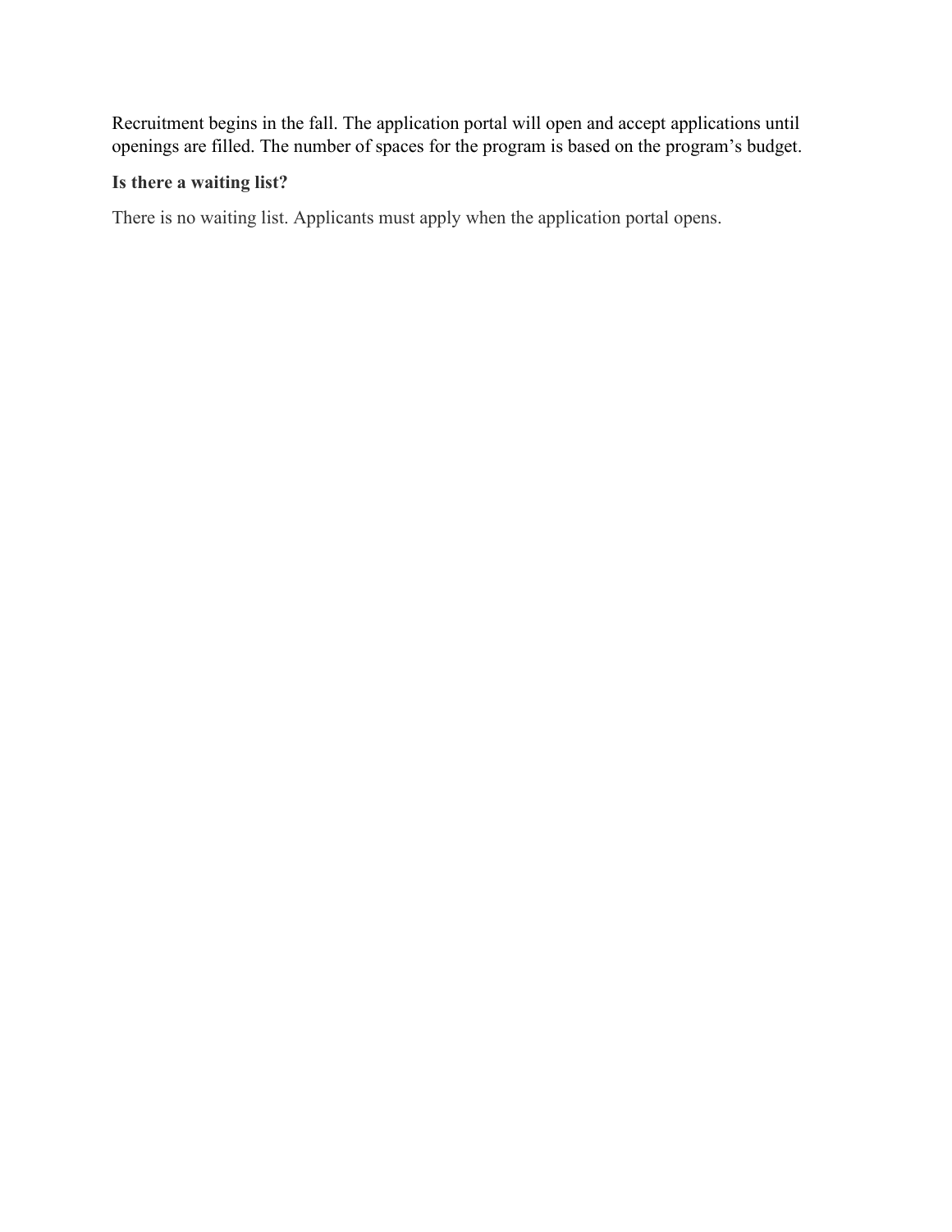Recruitment begins in the fall. The application portal will open and accept applications until openings are filled. The number of spaces for the program is based on the program's budget.

**Is there a waiting list?**

There is no waiting list. Applicants must apply when the application portal opens.